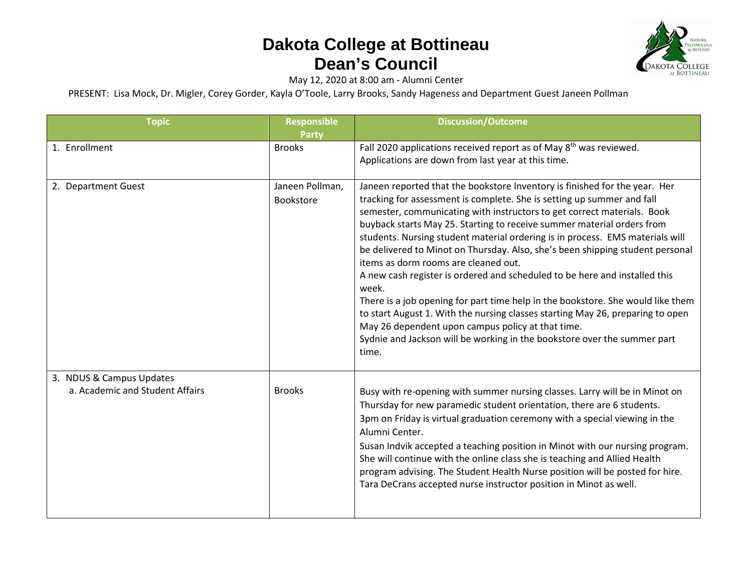# Dakota College at Bottineau
# Dean's Council

May 12, 2020 at 8:00 am - Alumni Center

PRESENT: Lisa Mock, Dr. Migler, Corey Gorder, Kayla O'Toole, Larry Brooks, Sandy Hageness and Department Guest Janeen Pollman

| Topic | Responsible Party | Discussion/Outcome |
|---|---|---|
| 1. Enrollment | Brooks | Fall 2020 applications received report as of May 8th was reviewed. Applications are down from last year at this time. |
| 2. Department Guest | Janeen Pollman, Bookstore | Janeen reported that the bookstore Inventory is finished for the year. Her tracking for assessment is complete. She is setting up summer and fall semester, communicating with instructors to get correct materials. Book buyback starts May 25. Starting to receive summer material orders from students. Nursing student material ordering is in process. EMS materials will be delivered to Minot on Thursday. Also, she's been shipping student personal items as dorm rooms are cleaned out.<br>A new cash register is ordered and scheduled to be here and installed this week.<br>There is a job opening for part time help in the bookstore. She would like them to start August 1. With the nursing classes starting May 26, preparing to open May 26 dependent upon campus policy at that time.<br>Sydnie and Jackson will be working in the bookstore over the summer part time. |
| 3. NDUS & Campus Updates<br>a. Academic and Student Affairs | Brooks | Busy with re-opening with summer nursing classes. Larry will be in Minot on Thursday for new paramedic student orientation, there are 6 students.<br>3pm on Friday is virtual graduation ceremony with a special viewing in the Alumni Center.<br>Susan Indvik accepted a teaching position in Minot with our nursing program. She will continue with the online class she is teaching and Allied Health program advising. The Student Health Nurse position will be posted for hire.<br>Tara DeCrans accepted nurse instructor position in Minot as well. |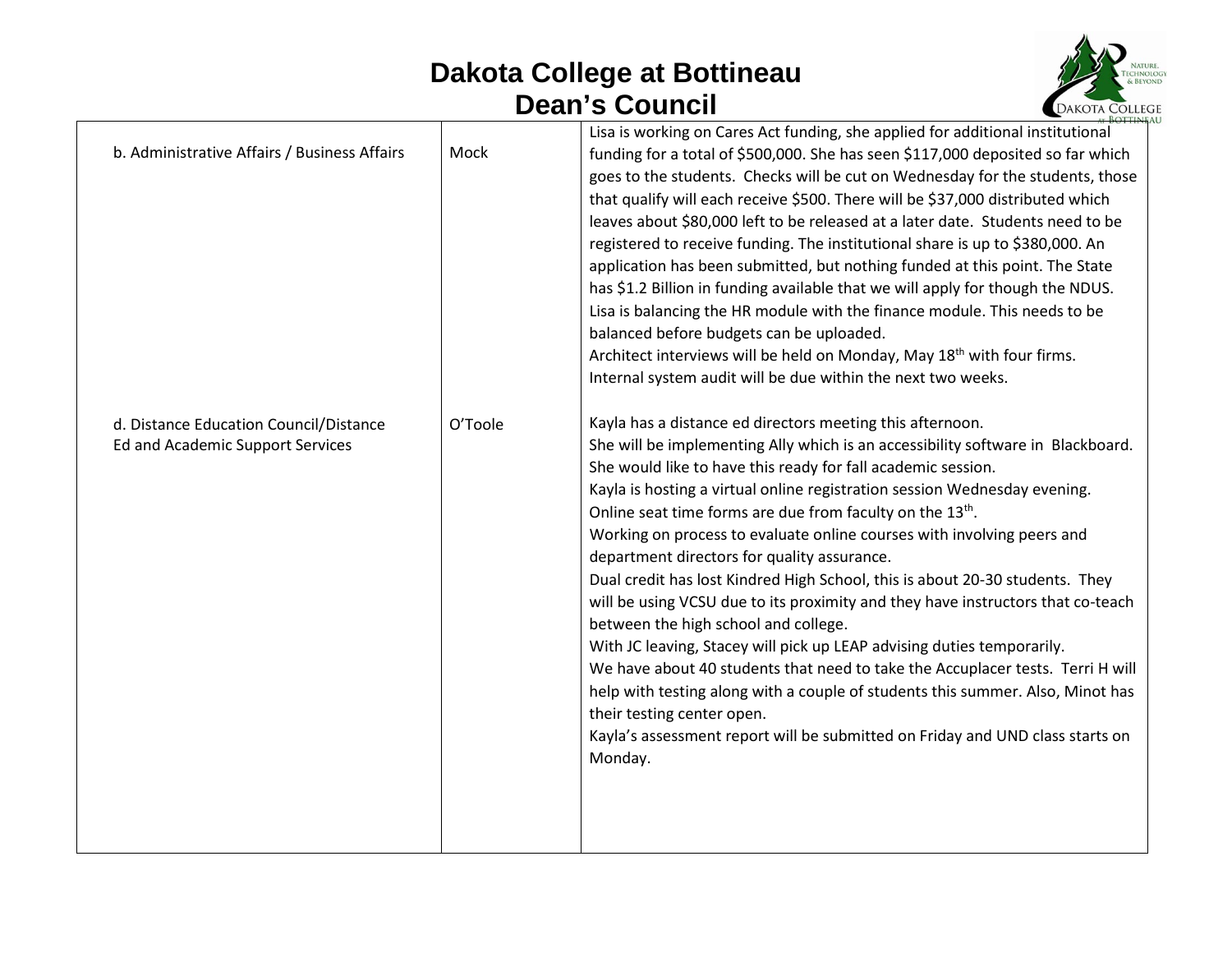# Dakota College at Bottineau
## Dean's Council

| | | |
|---|---|---|
| b. Administrative Affairs / Business Affairs | Mock | Lisa is working on Cares Act funding, she applied for additional institutional funding for a total of $500,000. She has seen $117,000 deposited so far which goes to the students. Checks will be cut on Wednesday for the students, those that qualify will each receive $500. There will be $37,000 distributed which leaves about $80,000 left to be released at a later date. Students need to be registered to receive funding. The institutional share is up to $380,000. An application has been submitted, but nothing funded at this point. The State has $1.2 Billion in funding available that we will apply for though the NDUS. Lisa is balancing the HR module with the finance module. This needs to be balanced before budgets can be uploaded. Architect interviews will be held on Monday, May 18th with four firms. Internal system audit will be due within the next two weeks. |
| d. Distance Education Council/Distance Ed and Academic Support Services | O'Toole | Kayla has a distance ed directors meeting this afternoon. She will be implementing Ally which is an accessibility software in Blackboard. She would like to have this ready for fall academic session. Kayla is hosting a virtual online registration session Wednesday evening. Online seat time forms are due from faculty on the 13th. Working on process to evaluate online courses with involving peers and department directors for quality assurance. Dual credit has lost Kindred High School, this is about 20-30 students. They will be using VCSU due to its proximity and they have instructors that co-teach between the high school and college. With JC leaving, Stacey will pick up LEAP advising duties temporarily. We have about 40 students that need to take the Accuplacer tests. Terri H will help with testing along with a couple of students this summer. Also, Minot has their testing center open. Kayla's assessment report will be submitted on Friday and UND class starts on Monday. |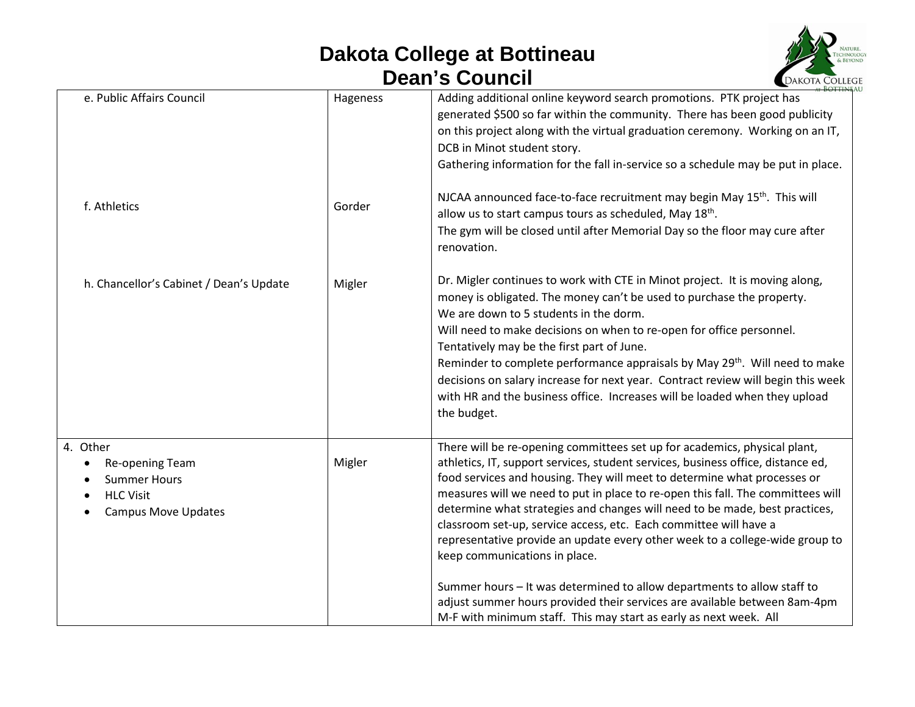# Dakota College at Bottineau
# Dean's Council

| | | |
|---|---|---|
| e. Public Affairs Council | Hageness | Adding additional online keyword search promotions. PTK project has generated $500 so far within the community. There has been good publicity on this project along with the virtual graduation ceremony. Working on an IT, DCB in Minot student story.<br>Gathering information for the fall in-service so a schedule may be put in place. |
| f. Athletics | Gorder | NJCAA announced face-to-face recruitment may begin May 15th. This will allow us to start campus tours as scheduled, May 18th.<br>The gym will be closed until after Memorial Day so the floor may cure after renovation. |
| h. Chancellor's Cabinet / Dean's Update | Migler | Dr. Migler continues to work with CTE in Minot project. It is moving along, money is obligated. The money can't be used to purchase the property.<br>We are down to 5 students in the dorm.<br>Will need to make decisions on when to re-open for office personnel. Tentatively may be the first part of June.<br>Reminder to complete performance appraisals by May 29th. Will need to make decisions on salary increase for next year. Contract review will begin this week with HR and the business office. Increases will be loaded when they upload the budget. |
| 4. Other<br>• Re-opening Team<br>• Summer Hours<br>• HLC Visit<br>• Campus Move Updates | Migler | There will be re-opening committees set up for academics, physical plant, athletics, IT, support services, student services, business office, distance ed, food services and housing. They will meet to determine what processes or measures will we need to put in place to re-open this fall. The committees will determine what strategies and changes will need to be made, best practices, classroom set-up, service access, etc. Each committee will have a representative provide an update every other week to a college-wide group to keep communications in place.<br><br>Summer hours – It was determined to allow departments to allow staff to adjust summer hours provided their services are available between 8am-4pm M-F with minimum staff. This may start as early as next week. All |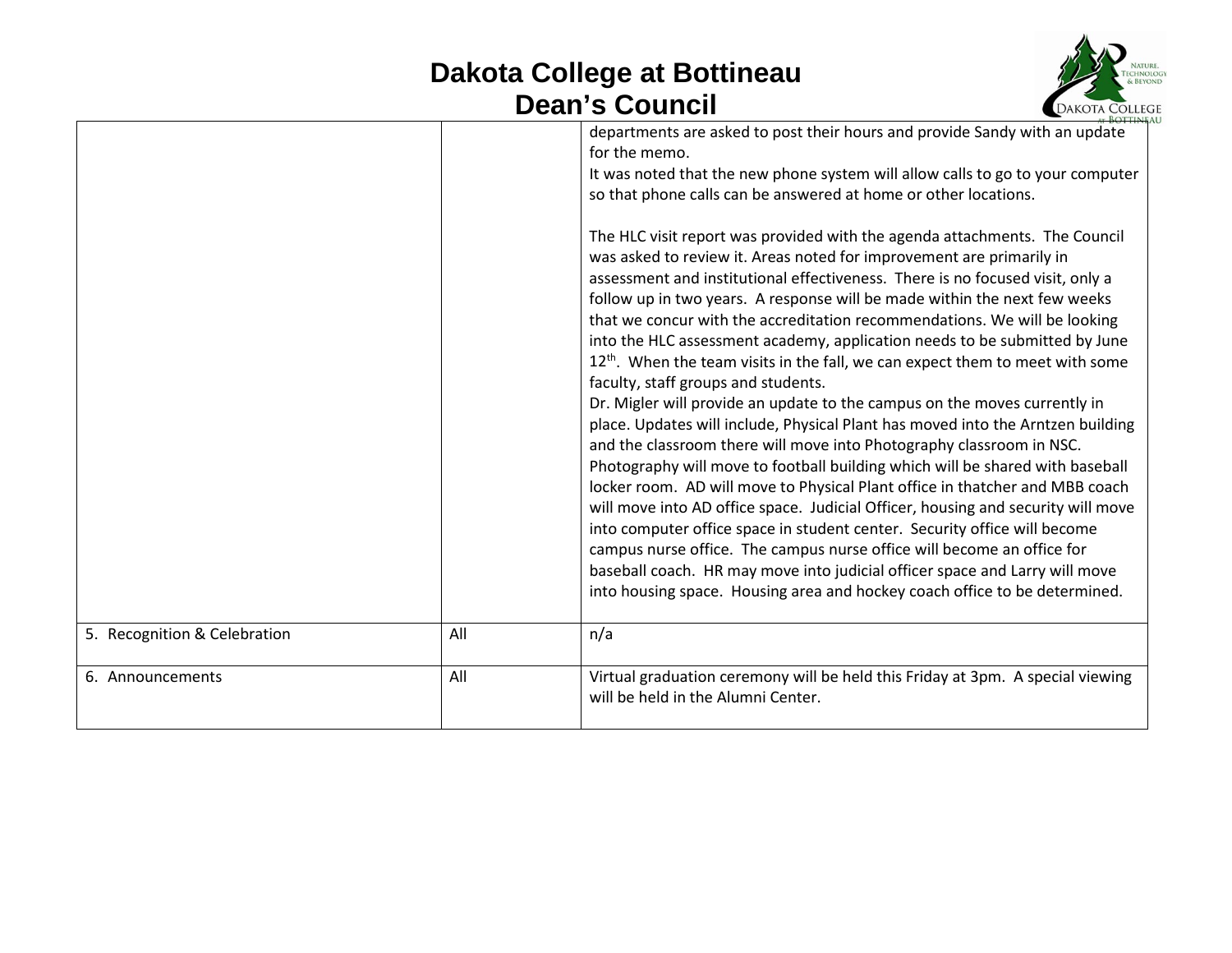| | | |
|---|---|---|
| | | departments are asked to post their hours and provide Sandy with an update for the memo.<br>It was noted that the new phone system will allow calls to go to your computer so that phone calls can be answered at home or other locations.<br><br>The HLC visit report was provided with the agenda attachments. The Council was asked to review it. Areas noted for improvement are primarily in assessment and institutional effectiveness. There is no focused visit, only a follow up in two years. A response will be made within the next few weeks that we concur with the accreditation recommendations. We will be looking into the HLC assessment academy, application needs to be submitted by June 12th. When the team visits in the fall, we can expect them to meet with some faculty, staff groups and students.<br>Dr. Migler will provide an update to the campus on the moves currently in place. Updates will include, Physical Plant has moved into the Arntzen building and the classroom there will move into Photography classroom in NSC. Photography will move to football building which will be shared with baseball locker room. AD will move to Physical Plant office in thatcher and MBB coach will move into AD office space. Judicial Officer, housing and security will move into computer office space in student center. Security office will become campus nurse office. The campus nurse office will become an office for baseball coach. HR may move into judicial officer space and Larry will move into housing space. Housing area and hockey coach office to be determined. |
| 5. Recognition & Celebration | All | n/a |
| 6. Announcements | All | Virtual graduation ceremony will be held this Friday at 3pm. A special viewing will be held in the Alumni Center. |